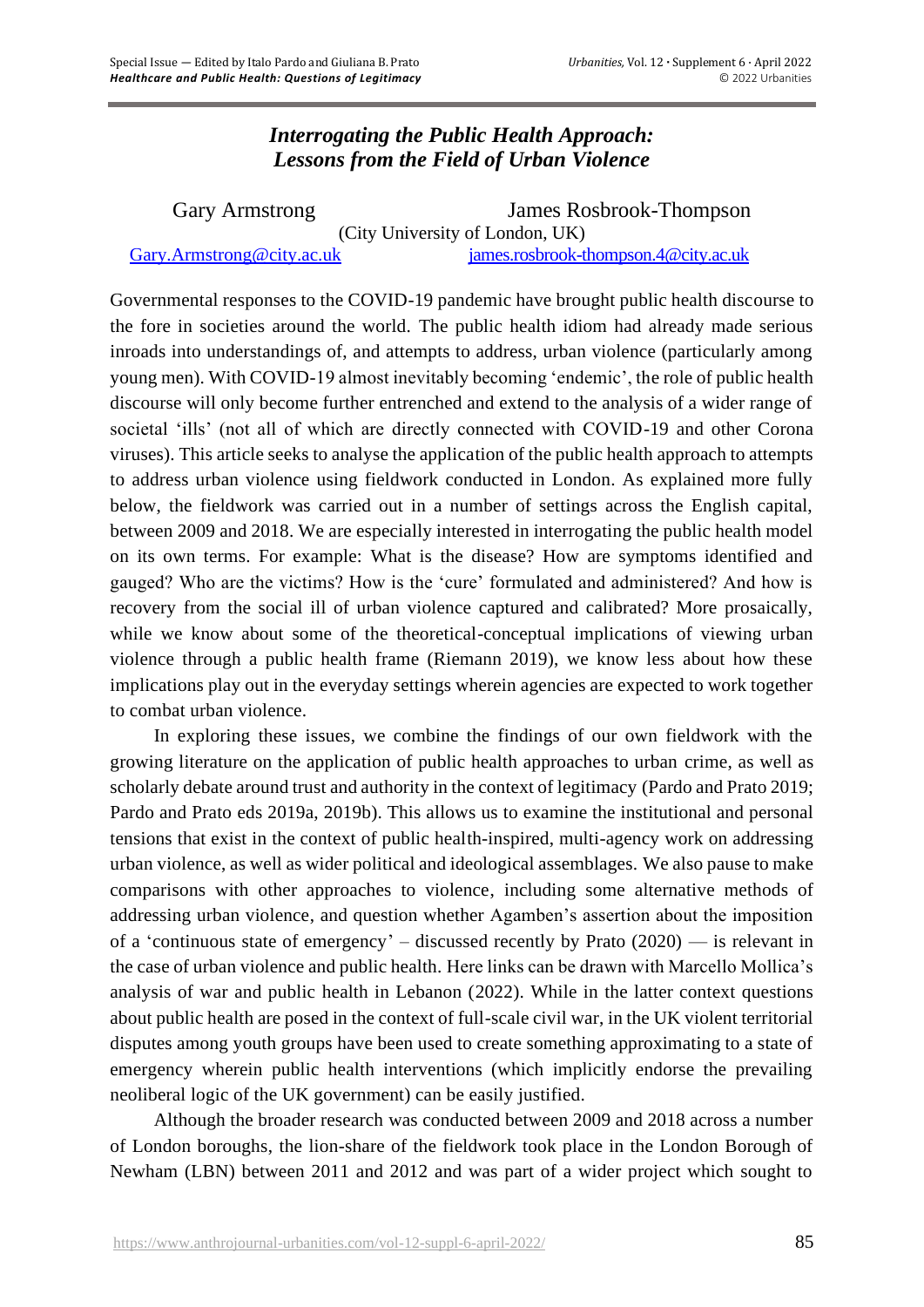# *Interrogating the Public Health Approach: Lessons from the Field of Urban Violence*

Gary Armstrong James Rosbrook-Thompson
(City University of London, UK)
Gary.Armstrong@city.ac.uk james.rosbrook-thompson.4@city.ac.uk

Governmental responses to the COVID-19 pandemic have brought public health discourse to the fore in societies around the world. The public health idiom had already made serious inroads into understandings of, and attempts to address, urban violence (particularly among young men). With COVID-19 almost inevitably becoming 'endemic', the role of public health discourse will only become further entrenched and extend to the analysis of a wider range of societal 'ills' (not all of which are directly connected with COVID-19 and other Corona viruses). This article seeks to analyse the application of the public health approach to attempts to address urban violence using fieldwork conducted in London. As explained more fully below, the fieldwork was carried out in a number of settings across the English capital, between 2009 and 2018. We are especially interested in interrogating the public health model on its own terms. For example: What is the disease? How are symptoms identified and gauged? Who are the victims? How is the 'cure' formulated and administered? And how is recovery from the social ill of urban violence captured and calibrated? More prosaically, while we know about some of the theoretical-conceptual implications of viewing urban violence through a public health frame (Riemann 2019), we know less about how these implications play out in the everyday settings wherein agencies are expected to work together to combat urban violence.

In exploring these issues, we combine the findings of our own fieldwork with the growing literature on the application of public health approaches to urban crime, as well as scholarly debate around trust and authority in the context of legitimacy (Pardo and Prato 2019; Pardo and Prato eds 2019a, 2019b). This allows us to examine the institutional and personal tensions that exist in the context of public health-inspired, multi-agency work on addressing urban violence, as well as wider political and ideological assemblages. We also pause to make comparisons with other approaches to violence, including some alternative methods of addressing urban violence, and question whether Agamben's assertion about the imposition of a 'continuous state of emergency' – discussed recently by Prato (2020) — is relevant in the case of urban violence and public health. Here links can be drawn with Marcello Mollica's analysis of war and public health in Lebanon (2022). While in the latter context questions about public health are posed in the context of full-scale civil war, in the UK violent territorial disputes among youth groups have been used to create something approximating to a state of emergency wherein public health interventions (which implicitly endorse the prevailing neoliberal logic of the UK government) can be easily justified.

Although the broader research was conducted between 2009 and 2018 across a number of London boroughs, the lion-share of the fieldwork took place in the London Borough of Newham (LBN) between 2011 and 2012 and was part of a wider project which sought to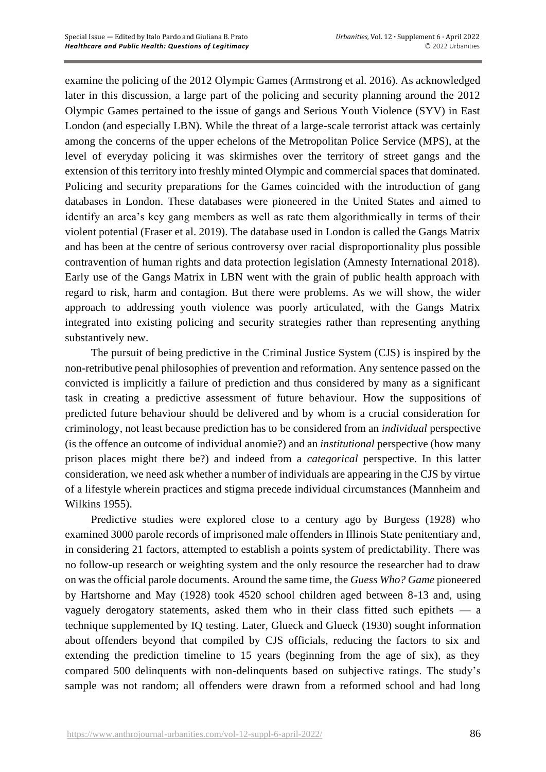examine the policing of the 2012 Olympic Games (Armstrong et al. 2016). As acknowledged later in this discussion, a large part of the policing and security planning around the 2012 Olympic Games pertained to the issue of gangs and Serious Youth Violence (SYV) in East London (and especially LBN). While the threat of a large-scale terrorist attack was certainly among the concerns of the upper echelons of the Metropolitan Police Service (MPS), at the level of everyday policing it was skirmishes over the territory of street gangs and the extension of this territory into freshly minted Olympic and commercial spaces that dominated. Policing and security preparations for the Games coincided with the introduction of gang databases in London. These databases were pioneered in the United States and aimed to identify an area's key gang members as well as rate them algorithmically in terms of their violent potential (Fraser et al. 2019). The database used in London is called the Gangs Matrix and has been at the centre of serious controversy over racial disproportionality plus possible contravention of human rights and data protection legislation (Amnesty International 2018). Early use of the Gangs Matrix in LBN went with the grain of public health approach with regard to risk, harm and contagion. But there were problems. As we will show, the wider approach to addressing youth violence was poorly articulated, with the Gangs Matrix integrated into existing policing and security strategies rather than representing anything substantively new.

The pursuit of being predictive in the Criminal Justice System (CJS) is inspired by the non-retributive penal philosophies of prevention and reformation. Any sentence passed on the convicted is implicitly a failure of prediction and thus considered by many as a significant task in creating a predictive assessment of future behaviour. How the suppositions of predicted future behaviour should be delivered and by whom is a crucial consideration for criminology, not least because prediction has to be considered from an *individual* perspective (is the offence an outcome of individual anomie?) and an *institutional* perspective (how many prison places might there be?) and indeed from a *categorical* perspective. In this latter consideration, we need ask whether a number of individuals are appearing in the CJS by virtue of a lifestyle wherein practices and stigma precede individual circumstances (Mannheim and Wilkins 1955).

Predictive studies were explored close to a century ago by Burgess (1928) who examined 3000 parole records of imprisoned male offenders in Illinois State penitentiary and, in considering 21 factors, attempted to establish a points system of predictability. There was no follow-up research or weighting system and the only resource the researcher had to draw on was the official parole documents. Around the same time, the *Guess Who? Game* pioneered by Hartshorne and May (1928) took 4520 school children aged between 8-13 and, using vaguely derogatory statements, asked them who in their class fitted such epithets — a technique supplemented by IQ testing. Later, Glueck and Glueck (1930) sought information about offenders beyond that compiled by CJS officials, reducing the factors to six and extending the prediction timeline to 15 years (beginning from the age of six), as they compared 500 delinquents with non-delinquents based on subjective ratings. The study's sample was not random; all offenders were drawn from a reformed school and had long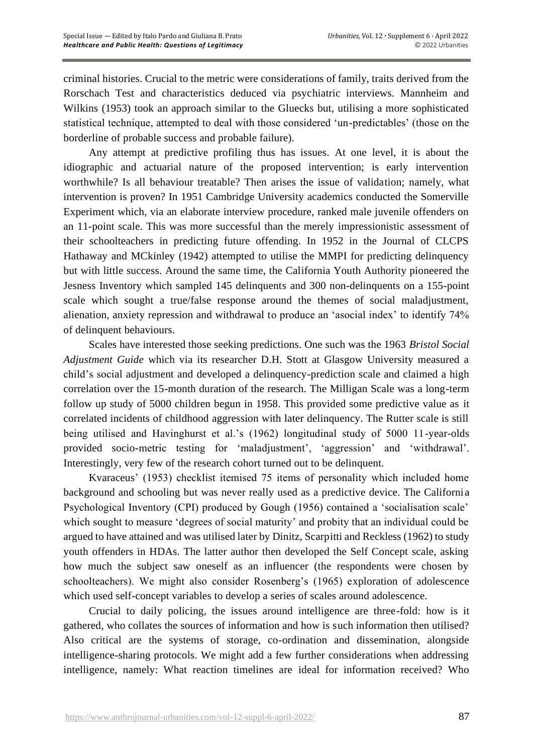criminal histories. Crucial to the metric were considerations of family, traits derived from the Rorschach Test and characteristics deduced via psychiatric interviews. Mannheim and Wilkins (1953) took an approach similar to the Gluecks but, utilising a more sophisticated statistical technique, attempted to deal with those considered 'un-predictables' (those on the borderline of probable success and probable failure).

Any attempt at predictive profiling thus has issues. At one level, it is about the idiographic and actuarial nature of the proposed intervention; is early intervention worthwhile? Is all behaviour treatable? Then arises the issue of validation; namely, what intervention is proven? In 1951 Cambridge University academics conducted the Somerville Experiment which, via an elaborate interview procedure, ranked male juvenile offenders on an 11-point scale. This was more successful than the merely impressionistic assessment of their schoolteachers in predicting future offending. In 1952 in the Journal of CLCPS Hathaway and MCkinley (1942) attempted to utilise the MMPI for predicting delinquency but with little success. Around the same time, the California Youth Authority pioneered the Jesness Inventory which sampled 145 delinquents and 300 non-delinquents on a 155-point scale which sought a true/false response around the themes of social maladjustment, alienation, anxiety repression and withdrawal to produce an 'asocial index' to identify 74% of delinquent behaviours.

Scales have interested those seeking predictions. One such was the 1963 *Bristol Social Adjustment Guide* which via its researcher D.H. Stott at Glasgow University measured a child's social adjustment and developed a delinquency-prediction scale and claimed a high correlation over the 15-month duration of the research. The Milligan Scale was a long-term follow up study of 5000 children begun in 1958. This provided some predictive value as it correlated incidents of childhood aggression with later delinquency. The Rutter scale is still being utilised and Havinghurst et al.'s (1962) longitudinal study of 5000 11-year-olds provided socio-metric testing for 'maladjustment', 'aggression' and 'withdrawal'. Interestingly, very few of the research cohort turned out to be delinquent.

Kvaraceus' (1953) checklist itemised 75 items of personality which included home background and schooling but was never really used as a predictive device. The California Psychological Inventory (CPI) produced by Gough (1956) contained a 'socialisation scale' which sought to measure 'degrees of social maturity' and probity that an individual could be argued to have attained and was utilised later by Dinitz, Scarpitti and Reckless (1962) to study youth offenders in HDAs. The latter author then developed the Self Concept scale, asking how much the subject saw oneself as an influencer (the respondents were chosen by schoolteachers). We might also consider Rosenberg's (1965) exploration of adolescence which used self-concept variables to develop a series of scales around adolescence.

Crucial to daily policing, the issues around intelligence are three-fold: how is it gathered, who collates the sources of information and how is such information then utilised? Also critical are the systems of storage, co-ordination and dissemination, alongside intelligence-sharing protocols. We might add a few further considerations when addressing intelligence, namely: What reaction timelines are ideal for information received? Who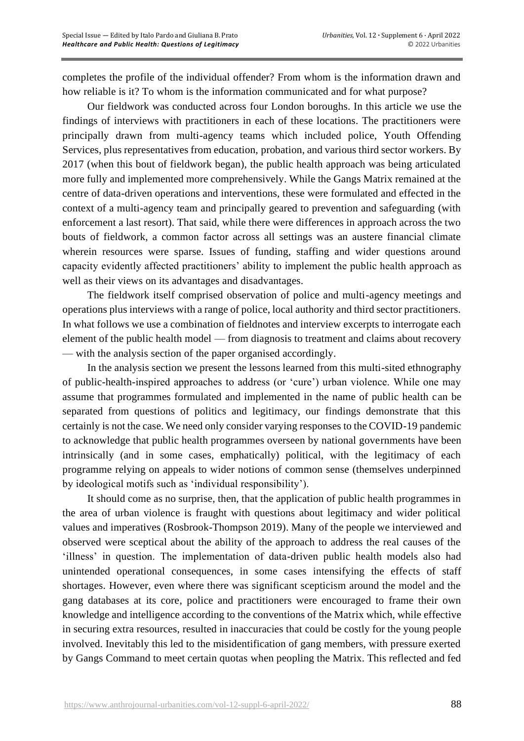completes the profile of the individual offender? From whom is the information drawn and how reliable is it? To whom is the information communicated and for what purpose?

Our fieldwork was conducted across four London boroughs. In this article we use the findings of interviews with practitioners in each of these locations. The practitioners were principally drawn from multi-agency teams which included police, Youth Offending Services, plus representatives from education, probation, and various third sector workers. By 2017 (when this bout of fieldwork began), the public health approach was being articulated more fully and implemented more comprehensively. While the Gangs Matrix remained at the centre of data-driven operations and interventions, these were formulated and effected in the context of a multi-agency team and principally geared to prevention and safeguarding (with enforcement a last resort). That said, while there were differences in approach across the two bouts of fieldwork, a common factor across all settings was an austere financial climate wherein resources were sparse. Issues of funding, staffing and wider questions around capacity evidently affected practitioners' ability to implement the public health approach as well as their views on its advantages and disadvantages.

The fieldwork itself comprised observation of police and multi-agency meetings and operations plus interviews with a range of police, local authority and third sector practitioners. In what follows we use a combination of fieldnotes and interview excerpts to interrogate each element of the public health model — from diagnosis to treatment and claims about recovery — with the analysis section of the paper organised accordingly.

In the analysis section we present the lessons learned from this multi-sited ethnography of public-health-inspired approaches to address (or 'cure') urban violence. While one may assume that programmes formulated and implemented in the name of public health can be separated from questions of politics and legitimacy, our findings demonstrate that this certainly is not the case. We need only consider varying responses to the COVID-19 pandemic to acknowledge that public health programmes overseen by national governments have been intrinsically (and in some cases, emphatically) political, with the legitimacy of each programme relying on appeals to wider notions of common sense (themselves underpinned by ideological motifs such as 'individual responsibility').

It should come as no surprise, then, that the application of public health programmes in the area of urban violence is fraught with questions about legitimacy and wider political values and imperatives (Rosbrook-Thompson 2019). Many of the people we interviewed and observed were sceptical about the ability of the approach to address the real causes of the 'illness' in question. The implementation of data-driven public health models also had unintended operational consequences, in some cases intensifying the effects of staff shortages. However, even where there was significant scepticism around the model and the gang databases at its core, police and practitioners were encouraged to frame their own knowledge and intelligence according to the conventions of the Matrix which, while effective in securing extra resources, resulted in inaccuracies that could be costly for the young people involved. Inevitably this led to the misidentification of gang members, with pressure exerted by Gangs Command to meet certain quotas when peopling the Matrix. This reflected and fed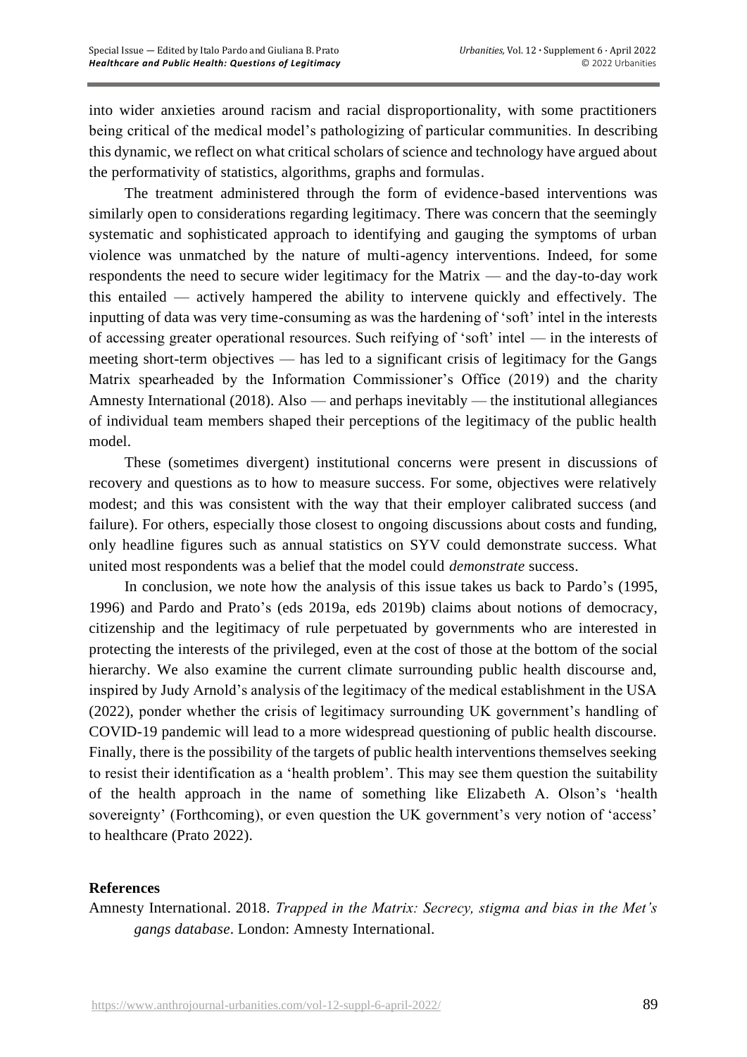into wider anxieties around racism and racial disproportionality, with some practitioners being critical of the medical model's pathologizing of particular communities. In describing this dynamic, we reflect on what critical scholars of science and technology have argued about the performativity of statistics, algorithms, graphs and formulas.

The treatment administered through the form of evidence-based interventions was similarly open to considerations regarding legitimacy. There was concern that the seemingly systematic and sophisticated approach to identifying and gauging the symptoms of urban violence was unmatched by the nature of multi-agency interventions. Indeed, for some respondents the need to secure wider legitimacy for the Matrix — and the day-to-day work this entailed — actively hampered the ability to intervene quickly and effectively. The inputting of data was very time-consuming as was the hardening of 'soft' intel in the interests of accessing greater operational resources. Such reifying of 'soft' intel — in the interests of meeting short-term objectives — has led to a significant crisis of legitimacy for the Gangs Matrix spearheaded by the Information Commissioner's Office (2019) and the charity Amnesty International (2018). Also — and perhaps inevitably — the institutional allegiances of individual team members shaped their perceptions of the legitimacy of the public health model.

These (sometimes divergent) institutional concerns were present in discussions of recovery and questions as to how to measure success. For some, objectives were relatively modest; and this was consistent with the way that their employer calibrated success (and failure). For others, especially those closest to ongoing discussions about costs and funding, only headline figures such as annual statistics on SYV could demonstrate success. What united most respondents was a belief that the model could *demonstrate* success.

In conclusion, we note how the analysis of this issue takes us back to Pardo's (1995, 1996) and Pardo and Prato's (eds 2019a, eds 2019b) claims about notions of democracy, citizenship and the legitimacy of rule perpetuated by governments who are interested in protecting the interests of the privileged, even at the cost of those at the bottom of the social hierarchy. We also examine the current climate surrounding public health discourse and, inspired by Judy Arnold's analysis of the legitimacy of the medical establishment in the USA (2022), ponder whether the crisis of legitimacy surrounding UK government's handling of COVID-19 pandemic will lead to a more widespread questioning of public health discourse. Finally, there is the possibility of the targets of public health interventions themselves seeking to resist their identification as a 'health problem'. This may see them question the suitability of the health approach in the name of something like Elizabeth A. Olson's 'health sovereignty' (Forthcoming), or even question the UK government's very notion of 'access' to healthcare (Prato 2022).

**References**

Amnesty International. 2018. *Trapped in the Matrix: Secrecy, stigma and bias in the Met's gangs database*. London: Amnesty International.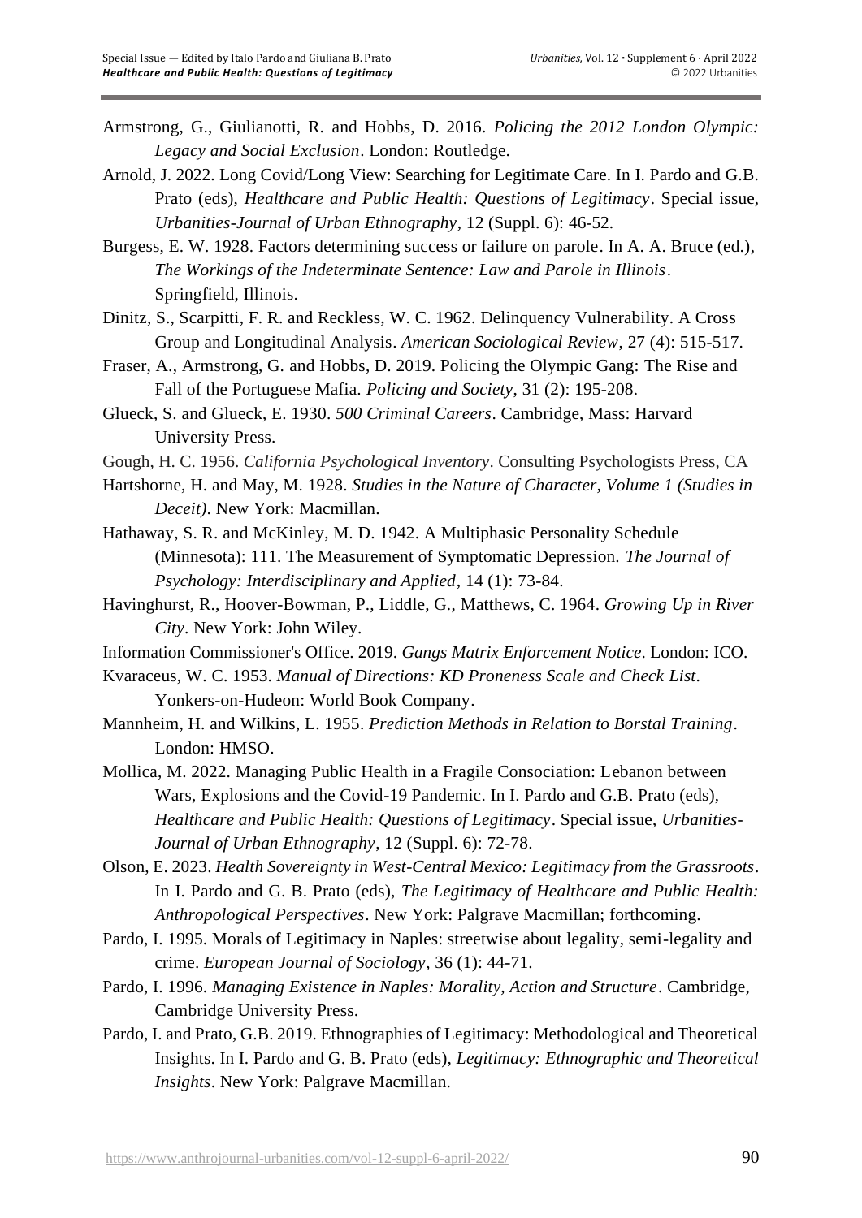Armstrong, G., Giulianotti, R. and Hobbs, D. 2016. *Policing the 2012 London Olympic: Legacy and Social Exclusion*. London: Routledge.

Arnold, J. 2022. Long Covid/Long View: Searching for Legitimate Care. In I. Pardo and G.B. Prato (eds), *Healthcare and Public Health: Questions of Legitimacy*. Special issue, *Urbanities-Journal of Urban Ethnography*, 12 (Suppl. 6): 46-52.

Burgess, E. W. 1928. Factors determining success or failure on parole. In A. A. Bruce (ed.), *The Workings of the Indeterminate Sentence: Law and Parole in Illinois*. Springfield, Illinois.

Dinitz, S., Scarpitti, F. R. and Reckless, W. C. 1962. Delinquency Vulnerability. A Cross Group and Longitudinal Analysis. *American Sociological Review*, 27 (4): 515-517.

Fraser, A., Armstrong, G. and Hobbs, D. 2019. Policing the Olympic Gang: The Rise and Fall of the Portuguese Mafia. *Policing and Society*, 31 (2): 195-208.

Glueck, S. and Glueck, E. 1930. *500 Criminal Careers*. Cambridge, Mass: Harvard University Press.

Gough, H. C. 1956. *California Psychological Inventory*. Consulting Psychologists Press, CA

Hartshorne, H. and May, M. 1928. *Studies in the Nature of Character, Volume 1 (Studies in Deceit)*. New York: Macmillan.

Hathaway, S. R. and McKinley, M. D. 1942. A Multiphasic Personality Schedule (Minnesota): 111. The Measurement of Symptomatic Depression. *The Journal of Psychology: Interdisciplinary and Applied*, 14 (1): 73-84.

Havinghurst, R., Hoover-Bowman, P., Liddle, G., Matthews, C. 1964. *Growing Up in River City*. New York: John Wiley.

Information Commissioner's Office. 2019. *Gangs Matrix Enforcement Notice*. London: ICO.

Kvaraceus, W. C. 1953. *Manual of Directions: KD Proneness Scale and Check List*. Yonkers-on-Hudeon: World Book Company.

Mannheim, H. and Wilkins, L. 1955. *Prediction Methods in Relation to Borstal Training*. London: HMSO.

Mollica, M. 2022. Managing Public Health in a Fragile Consociation: Lebanon between Wars, Explosions and the Covid-19 Pandemic. In I. Pardo and G.B. Prato (eds), *Healthcare and Public Health: Questions of Legitimacy*. Special issue, *Urbanities-Journal of Urban Ethnography*, 12 (Suppl. 6): 72-78.

Olson, E. 2023. *Health Sovereignty in West-Central Mexico: Legitimacy from the Grassroots*. In I. Pardo and G. B. Prato (eds), *The Legitimacy of Healthcare and Public Health: Anthropological Perspectives*. New York: Palgrave Macmillan; forthcoming.

Pardo, I. 1995. Morals of Legitimacy in Naples: streetwise about legality, semi-legality and crime. *European Journal of Sociology*, 36 (1): 44-71.

Pardo, I. 1996. *Managing Existence in Naples: Morality, Action and Structure*. Cambridge, Cambridge University Press.

Pardo, I. and Prato, G.B. 2019. Ethnographies of Legitimacy: Methodological and Theoretical Insights. In I. Pardo and G. B. Prato (eds), *Legitimacy: Ethnographic and Theoretical Insights*. New York: Palgrave Macmillan.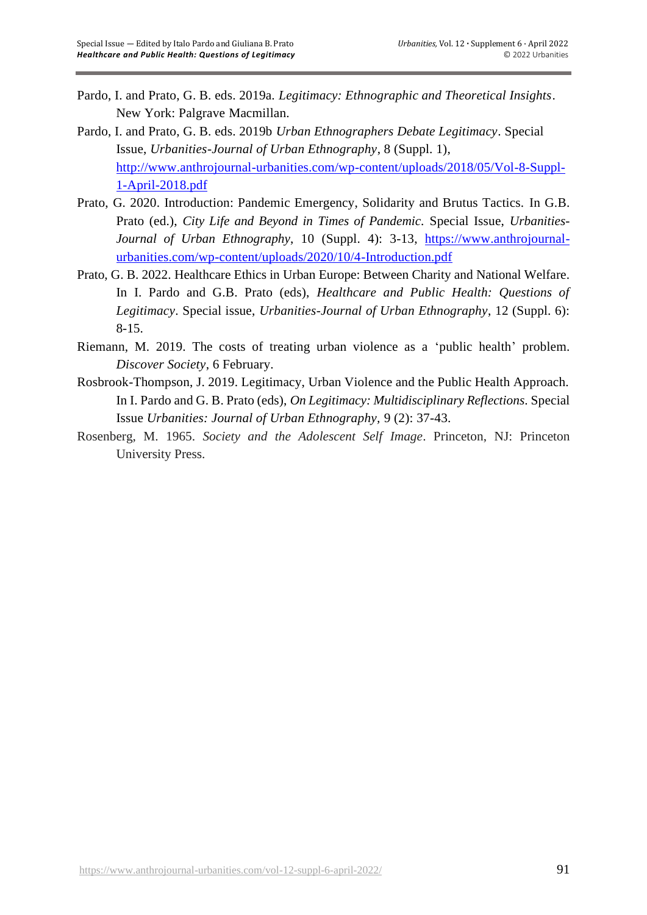Pardo, I. and Prato, G. B. eds. 2019a. *Legitimacy: Ethnographic and Theoretical Insights*. New York: Palgrave Macmillan.

Pardo, I. and Prato, G. B. eds. 2019b *Urban Ethnographers Debate Legitimacy*. Special Issue, *Urbanities-Journal of Urban Ethnography*, 8 (Suppl. 1), http://www.anthrojournal-urbanities.com/wp-content/uploads/2018/05/Vol-8-Suppl-1-April-2018.pdf

Prato, G. 2020. Introduction: Pandemic Emergency, Solidarity and Brutus Tactics. In G.B. Prato (ed.), *City Life and Beyond in Times of Pandemic.* Special Issue, *Urbanities-Journal of Urban Ethnography*, 10 (Suppl. 4): 3-13, https://www.anthrojournal-urbanities.com/wp-content/uploads/2020/10/4-Introduction.pdf

Prato, G. B. 2022. Healthcare Ethics in Urban Europe: Between Charity and National Welfare. In I. Pardo and G.B. Prato (eds), *Healthcare and Public Health: Questions of Legitimacy*. Special issue, *Urbanities-Journal of Urban Ethnography*, 12 (Suppl. 6): 8-15.

Riemann, M. 2019. The costs of treating urban violence as a 'public health' problem. *Discover Society*, 6 February.

Rosbrook-Thompson, J. 2019. Legitimacy, Urban Violence and the Public Health Approach. In I. Pardo and G. B. Prato (eds), *On Legitimacy: Multidisciplinary Reflections*. Special Issue *Urbanities: Journal of Urban Ethnography,* 9 (2): 37-43.

Rosenberg, M. 1965. *Society and the Adolescent Self Image*. Princeton, NJ: Princeton University Press.